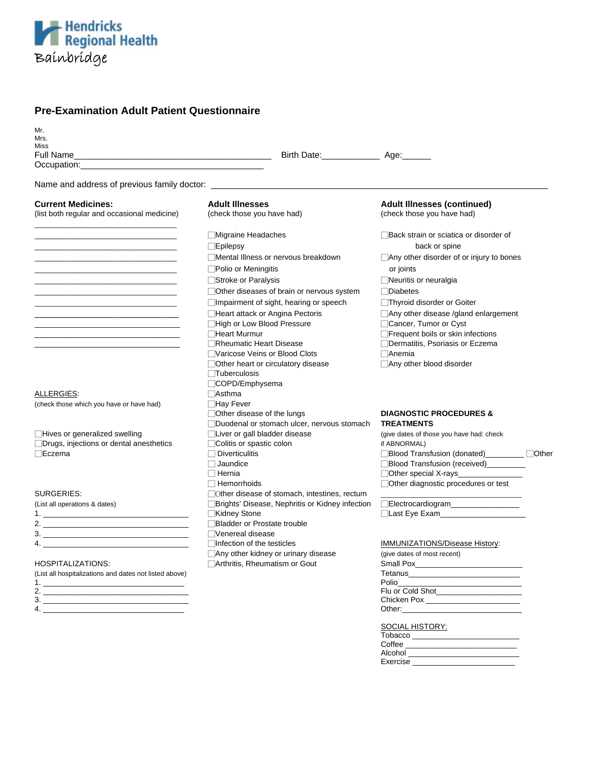Hendricks Regional Health
Bainbridge

## Pre-Examination Adult Patient Questionnaire

Mr.
Mrs.
Miss
Full Name_________________________________________ Birth Date:____________ Age:______
Occupation:_______________________________________

Name and address of previous family doctor: ______________________________________________________________________

### Current Medicines:
(list both regular and occasional medicine)

______________________________
______________________________
______________________________
______________________________
______________________________
______________________________
______________________________
______________________________
______________________________
______________________________
______________________________
______________________________

ALLERGIES:
(check those which you have or have had)

- ☐ Hives or generalized swelling
- ☐ Drugs, injections or dental anesthetics
- ☐ Eczema

SURGERIES:
(List all operations & dates)

1. ________________________________
2. ________________________________
3. ________________________________
4. ________________________________

HOSPITALIZATIONS:
(List all hospitalizations and dates not listed above)

1. ________________________________
2. ________________________________
3. ________________________________
4. ________________________________

### Adult Illnesses
(check those you have had)

- ☐ Migraine Headaches
- ☐ Epilepsy
- ☐ Mental Illness or nervous breakdown
- ☐ Polio or Meningitis
- ☐ Stroke or Paralysis
- ☐ Other diseases of brain or nervous system
- ☐ Impairment of sight, hearing or speech
- ☐ Heart attack or Angina Pectoris
- ☐ High or Low Blood Pressure
- ☐ Heart Murmur
- ☐ Rheumatic Heart Disease
- ☐ Varicose Veins or Blood Clots
- ☐ Other heart or circulatory disease
- ☐ Tuberculosis
- ☐ COPD/Emphysema
- ☐ Asthma
- ☐ Hay Fever
- ☐ Other disease of the lungs
- ☐ Duodenal or stomach ulcer, nervous stomach
- ☐ Liver or gall bladder disease
- ☐ Colitis or spastic colon
- ☐ Diverticulitis
- ☐ Jaundice
- ☐ Hernia
- ☐ Hemorrhoids
- ☐ Other disease of stomach, intestines, rectum
- ☐ Brights' Disease, Nephritis or Kidney infection
- ☐ Kidney Stone
- ☐ Bladder or Prostate trouble
- ☐ Venereal disease
- ☐ Infection of the testicles
- ☐ Any other kidney or urinary disease
- ☐ Arthritis, Rheumatism or Gout

### Adult Illnesses (continued)
(check those you have had)

- ☐ Back strain or sciatica or disorder of back or spine
- ☐ Any other disorder of or injury to bones or joints
- ☐ Neuritis or neuralgia
- ☐ Diabetes
- ☐ Thyroid disorder or Goiter
- ☐ Any other disease /gland enlargement
- ☐ Cancer, Tumor or Cyst
- ☐ Frequent boils or skin infections
- ☐ Dermatitis, Psoriasis or Eczema
- ☐ Anemia
- ☐ Any other blood disorder

### DIAGNOSTIC PROCEDURES & TREATMENTS
(give dates of those you have had: check if ABNORMAL)

- ☐ Blood Transfusion (donated)_________ ☐ Other
- ☐ Blood Transfusion (received)_________
- ☐ Other special X-rays______________
- ☐ Other diagnostic procedures or test ______________________________
- ☐ Electrocardiogram_______________
- ☐ Last Eye Exam___________________

IMMUNIZATIONS/Disease History:
(give dates of most recent)

Small Pox_____________________
Tetanus_______________________
Polio_________________________
Flu or Cold Shot_______________
Chicken Pox __________________
Other:________________________

SOCIAL HISTORY:

Tobacco ______________________
Coffee _______________________
Alcohol ______________________
Exercise ______________________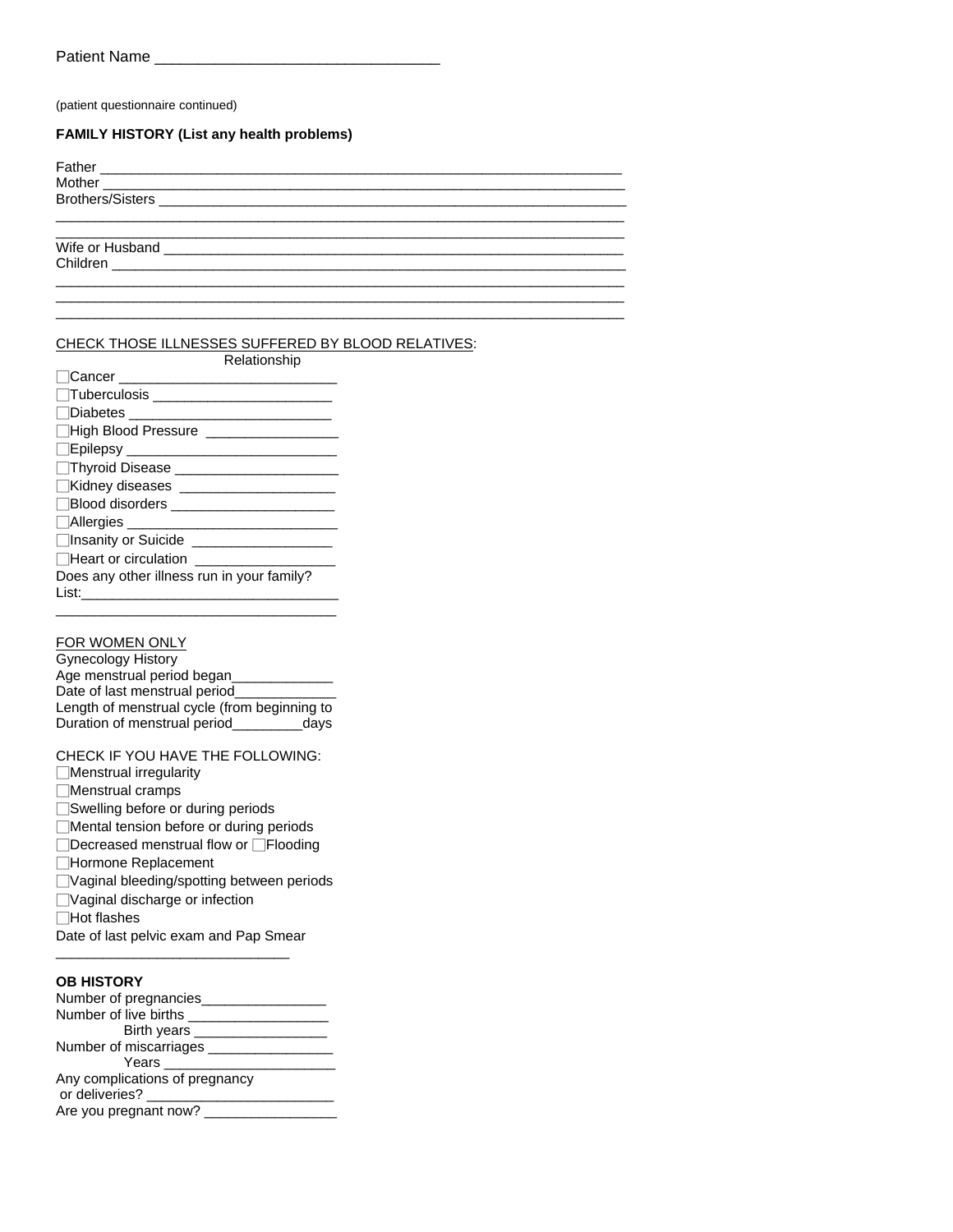Patient Name ________________________________

(patient questionnaire continued)

**FAMILY HISTORY (List any health problems)**

Father ____________________________________________________________

Mother ____________________________________________________________

Brothers/Sisters ______________________________________________________

__________________________________________________________________

__________________________________________________________________

Wife or Husband _____________________________________________________

Children __________________________________________________________

__________________________________________________________________

__________________________________________________________________

__________________________________________________________________

CHECK THOSE ILLNESSES SUFFERED BY BLOOD RELATIVES:

Relationship

- ☐Cancer ___________________________
- ☐Tuberculosis ______________________
- ☐Diabetes _________________________
- ☐High Blood Pressure ________________
- ☐Epilepsy __________________________
- ☐Thyroid Disease ____________________
- ☐Kidney diseases ___________________
- ☐Blood disorders ____________________
- ☐Allergies __________________________
- ☐Insanity or Suicide _________________
- ☐Heart or circulation _________________

Does any other illness run in your family?

List:________________________________

_____________________________________

FOR WOMEN ONLY

Gynecology History

Age menstrual period began_____________

Date of last menstrual period_____________

Length of menstrual cycle (from beginning to

Duration of menstrual period_________days

CHECK IF YOU HAVE THE FOLLOWING:

- ☐Menstrual irregularity
- ☐Menstrual cramps
- ☐Swelling before or during periods
- ☐Mental tension before or during periods
- ☐Decreased menstrual flow or ☐Flooding
- ☐Hormone Replacement
- ☐Vaginal bleeding/spotting between periods
- ☐Vaginal discharge or infection
- ☐Hot flashes

Date of last pelvic exam and Pap Smear

_____________________________

**OB HISTORY**

Number of pregnancies________________

Number of live births __________________

Birth years _________________

Number of miscarriages ________________

Years ______________________

Any complications of pregnancy

or deliveries? ________________________

Are you pregnant now? _________________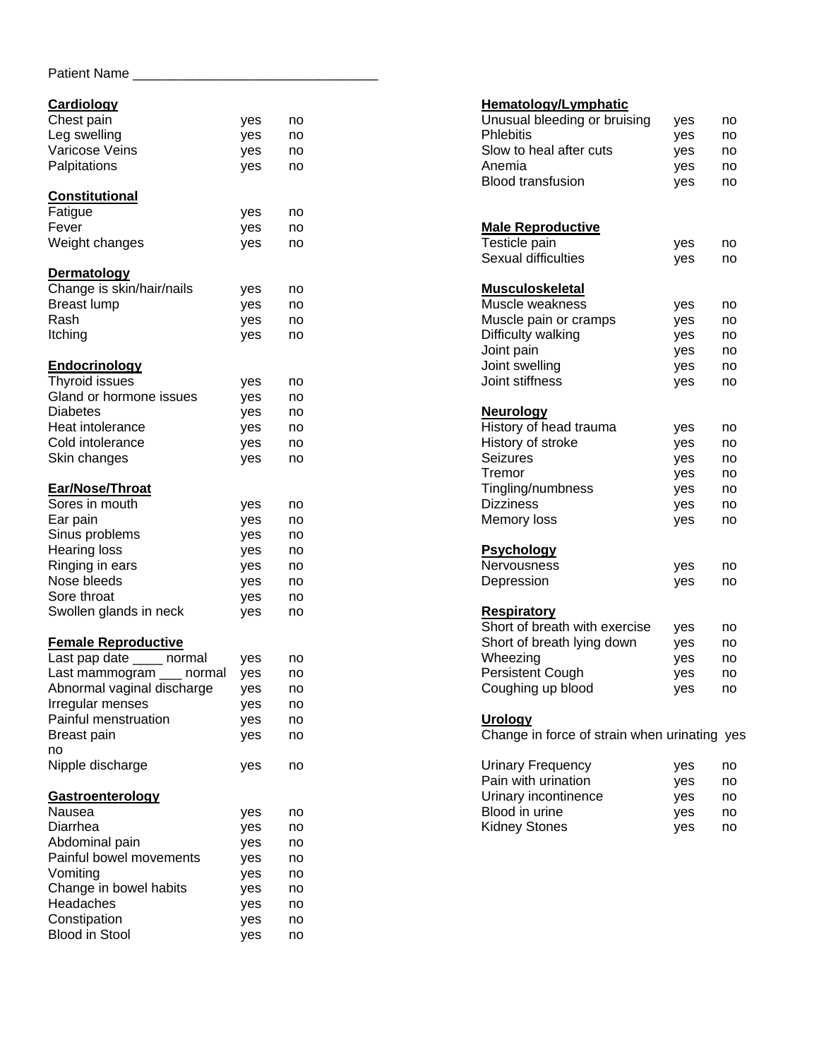Patient Name ________________________________

**Cardiology**

| | | |
|---|---|---|
| Chest pain | yes | no |
| Leg swelling | yes | no |
| Varicose Veins | yes | no |
| Palpitations | yes | no |

**Constitutional**

| | | |
|---|---|---|
| Fatigue | yes | no |
| Fever | yes | no |
| Weight changes | yes | no |

**Dermatology**

| | | |
|---|---|---|
| Change is skin/hair/nails | yes | no |
| Breast lump | yes | no |
| Rash | yes | no |
| Itching | yes | no |

**Endocrinology**

| | | |
|---|---|---|
| Thyroid issues | yes | no |
| Gland or hormone issues | yes | no |
| Diabetes | yes | no |
| Heat intolerance | yes | no |
| Cold intolerance | yes | no |
| Skin changes | yes | no |

**Ear/Nose/Throat**

| | | |
|---|---|---|
| Sores in mouth | yes | no |
| Ear pain | yes | no |
| Sinus problems | yes | no |
| Hearing loss | yes | no |
| Ringing in ears | yes | no |
| Nose bleeds | yes | no |
| Sore throat | yes | no |
| Swollen glands in neck | yes | no |

**Female Reproductive**

| | | |
|---|---|---|
| Last pap date ____ normal | yes | no |
| Last mammogram ___ normal | yes | no |
| Abnormal vaginal discharge | yes | no |
| Irregular menses | yes | no |
| Painful menstruation | yes | no |
| Breast pain | yes | no |
| no | | |
| Nipple discharge | yes | no |

**Gastroenterology**

| | | |
|---|---|---|
| Nausea | yes | no |
| Diarrhea | yes | no |
| Abdominal pain | yes | no |
| Painful bowel movements | yes | no |
| Vomiting | yes | no |
| Change in bowel habits | yes | no |
| Headaches | yes | no |
| Constipation | yes | no |
| Blood in Stool | yes | no |

**Hematology/Lymphatic**

| | | |
|---|---|---|
| Unusual bleeding or bruising | yes | no |
| Phlebitis | yes | no |
| Slow to heal after cuts | yes | no |
| Anemia | yes | no |
| Blood transfusion | yes | no |

**Male Reproductive**

| | | |
|---|---|---|
| Testicle pain | yes | no |
| Sexual difficulties | yes | no |

**Musculoskeletal**

| | | |
|---|---|---|
| Muscle weakness | yes | no |
| Muscle pain or cramps | yes | no |
| Difficulty walking | yes | no |
| Joint pain | yes | no |
| Joint swelling | yes | no |
| Joint stiffness | yes | no |

**Neurology**

| | | |
|---|---|---|
| History of head trauma | yes | no |
| History of stroke | yes | no |
| Seizures | yes | no |
| Tremor | yes | no |
| Tingling/numbness | yes | no |
| Dizziness | yes | no |
| Memory loss | yes | no |

**Psychology**

| | | |
|---|---|---|
| Nervousness | yes | no |
| Depression | yes | no |

**Respiratory**

| | | |
|---|---|---|
| Short of breath with exercise | yes | no |
| Short of breath lying down | yes | no |
| Wheezing | yes | no |
| Persistent Cough | yes | no |
| Coughing up blood | yes | no |

**Urology**

Change in force of strain when urinating yes

| | | |
|---|---|---|
| Urinary Frequency | yes | no |
| Pain with urination | yes | no |
| Urinary incontinence | yes | no |
| Blood in urine | yes | no |
| Kidney Stones | yes | no |